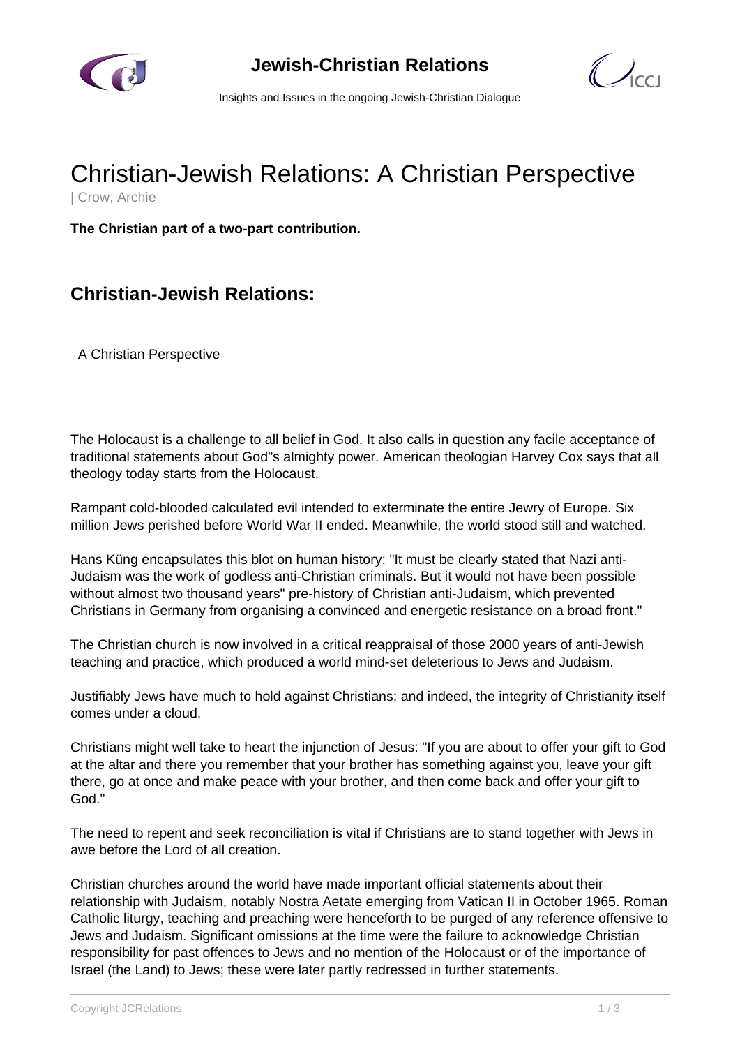# Christian-Jewish Relations: A Christian Perspective

| Crow, Archie

**The Christian part of a two-part contribution.**

## Christian-Jewish Relations:

A Christian Perspective

The Holocaust is a challenge to all belief in God. It also calls in question any facile acceptance of traditional statements about God"s almighty power. American theologian Harvey Cox says that all theology today starts from the Holocaust.

Rampant cold-blooded calculated evil intended to exterminate the entire Jewry of Europe. Six million Jews perished before World War II ended. Meanwhile, the world stood still and watched.

Hans Küng encapsulates this blot on human history: "It must be clearly stated that Nazi anti-Judaism was the work of godless anti-Christian criminals. But it would not have been possible without almost two thousand years" pre-history of Christian anti-Judaism, which prevented Christians in Germany from organising a convinced and energetic resistance on a broad front."

The Christian church is now involved in a critical reappraisal of those 2000 years of anti-Jewish teaching and practice, which produced a world mind-set deleterious to Jews and Judaism.

Justifiably Jews have much to hold against Christians; and indeed, the integrity of Christianity itself comes under a cloud.

Christians might well take to heart the injunction of Jesus: "If you are about to offer your gift to God at the altar and there you remember that your brother has something against you, leave your gift there, go at once and make peace with your brother, and then come back and offer your gift to God."

The need to repent and seek reconciliation is vital if Christians are to stand together with Jews in awe before the Lord of all creation.

Christian churches around the world have made important official statements about their relationship with Judaism, notably Nostra Aetate emerging from Vatican II in October 1965. Roman Catholic liturgy, teaching and preaching were henceforth to be purged of any reference offensive to Jews and Judaism. Significant omissions at the time were the failure to acknowledge Christian responsibility for past offences to Jews and no mention of the Holocaust or of the importance of Israel (the Land) to Jews; these were later partly redressed in further statements.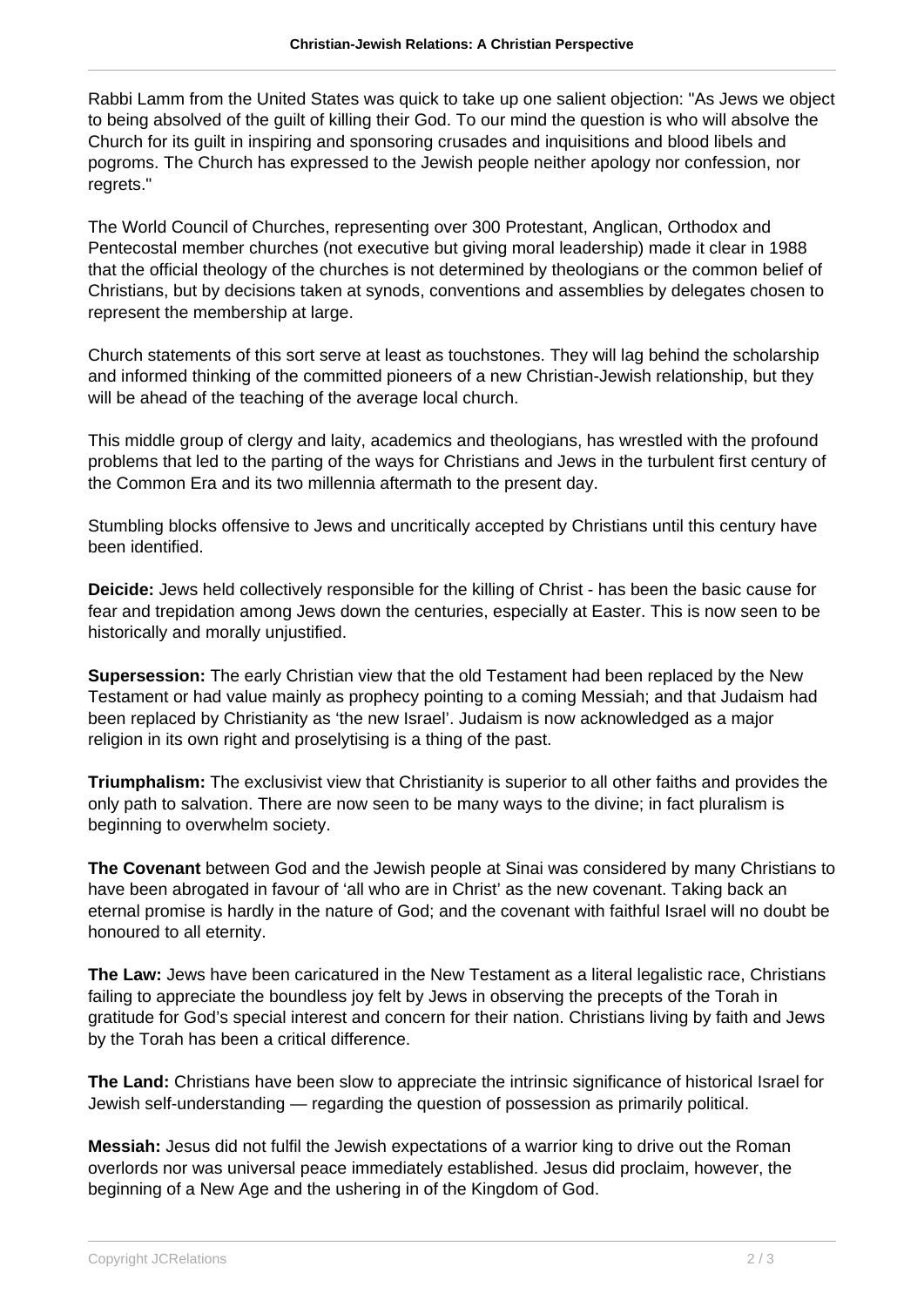Rabbi Lamm from the United States was quick to take up one salient objection: "As Jews we object to being absolved of the guilt of killing their God. To our mind the question is who will absolve the Church for its guilt in inspiring and sponsoring crusades and inquisitions and blood libels and pogroms. The Church has expressed to the Jewish people neither apology nor confession, nor regrets."

The World Council of Churches, representing over 300 Protestant, Anglican, Orthodox and Pentecostal member churches (not executive but giving moral leadership) made it clear in 1988 that the official theology of the churches is not determined by theologians or the common belief of Christians, but by decisions taken at synods, conventions and assemblies by delegates chosen to represent the membership at large.

Church statements of this sort serve at least as touchstones. They will lag behind the scholarship and informed thinking of the committed pioneers of a new Christian-Jewish relationship, but they will be ahead of the teaching of the average local church.

This middle group of clergy and laity, academics and theologians, has wrestled with the profound problems that led to the parting of the ways for Christians and Jews in the turbulent first century of the Common Era and its two millennia aftermath to the present day.

Stumbling blocks offensive to Jews and uncritically accepted by Christians until this century have been identified.

**Deicide:** Jews held collectively responsible for the killing of Christ - has been the basic cause for fear and trepidation among Jews down the centuries, especially at Easter. This is now seen to be historically and morally unjustified.

**Supersession:** The early Christian view that the old Testament had been replaced by the New Testament or had value mainly as prophecy pointing to a coming Messiah; and that Judaism had been replaced by Christianity as 'the new Israel'. Judaism is now acknowledged as a major religion in its own right and proselytising is a thing of the past.

**Triumphalism:** The exclusivist view that Christianity is superior to all other faiths and provides the only path to salvation. There are now seen to be many ways to the divine; in fact pluralism is beginning to overwhelm society.

**The Covenant** between God and the Jewish people at Sinai was considered by many Christians to have been abrogated in favour of 'all who are in Christ' as the new covenant. Taking back an eternal promise is hardly in the nature of God; and the covenant with faithful Israel will no doubt be honoured to all eternity.

**The Law:** Jews have been caricatured in the New Testament as a literal legalistic race, Christians failing to appreciate the boundless joy felt by Jews in observing the precepts of the Torah in gratitude for God's special interest and concern for their nation. Christians living by faith and Jews by the Torah has been a critical difference.

**The Land:** Christians have been slow to appreciate the intrinsic significance of historical Israel for Jewish self-understanding — regarding the question of possession as primarily political.

**Messiah:** Jesus did not fulfil the Jewish expectations of a warrior king to drive out the Roman overlords nor was universal peace immediately established. Jesus did proclaim, however, the beginning of a New Age and the ushering in of the Kingdom of God.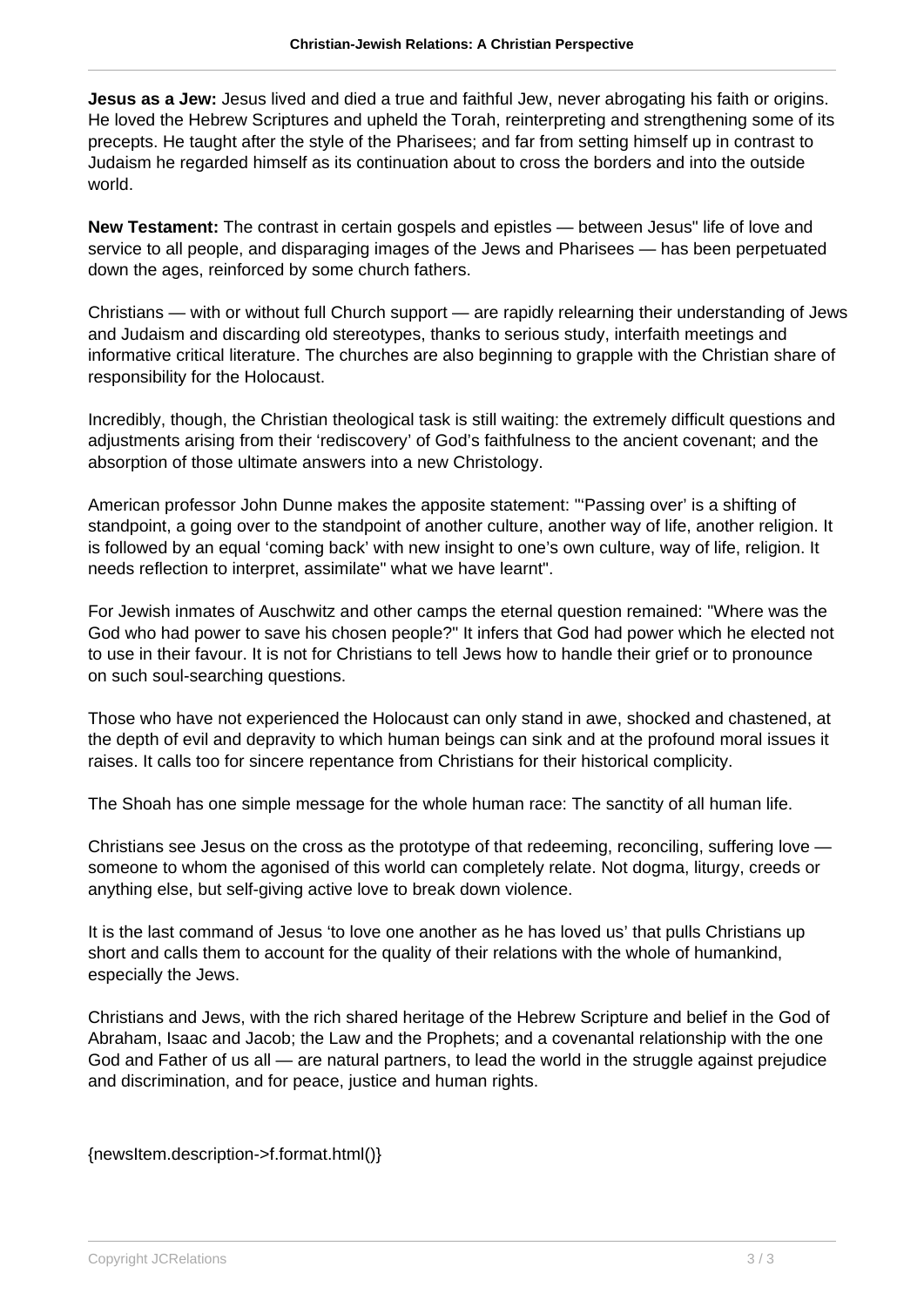**Jesus as a Jew:** Jesus lived and died a true and faithful Jew, never abrogating his faith or origins. He loved the Hebrew Scriptures and upheld the Torah, reinterpreting and strengthening some of its precepts. He taught after the style of the Pharisees; and far from setting himself up in contrast to Judaism he regarded himself as its continuation about to cross the borders and into the outside world.

**New Testament:** The contrast in certain gospels and epistles — between Jesus" life of love and service to all people, and disparaging images of the Jews and Pharisees — has been perpetuated down the ages, reinforced by some church fathers.

Christians — with or without full Church support — are rapidly relearning their understanding of Jews and Judaism and discarding old stereotypes, thanks to serious study, interfaith meetings and informative critical literature. The churches are also beginning to grapple with the Christian share of responsibility for the Holocaust.

Incredibly, though, the Christian theological task is still waiting: the extremely difficult questions and adjustments arising from their 'rediscovery' of God's faithfulness to the ancient covenant; and the absorption of those ultimate answers into a new Christology.

American professor John Dunne makes the apposite statement: "'Passing over' is a shifting of standpoint, a going over to the standpoint of another culture, another way of life, another religion. It is followed by an equal 'coming back' with new insight to one's own culture, way of life, religion. It needs reflection to interpret, assimilate" what we have learnt".

For Jewish inmates of Auschwitz and other camps the eternal question remained: "Where was the God who had power to save his chosen people?" It infers that God had power which he elected not to use in their favour. It is not for Christians to tell Jews how to handle their grief or to pronounce on such soul-searching questions.

Those who have not experienced the Holocaust can only stand in awe, shocked and chastened, at the depth of evil and depravity to which human beings can sink and at the profound moral issues it raises. It calls too for sincere repentance from Christians for their historical complicity.

The Shoah has one simple message for the whole human race: The sanctity of all human life.

Christians see Jesus on the cross as the prototype of that redeeming, reconciling, suffering love — someone to whom the agonised of this world can completely relate. Not dogma, liturgy, creeds or anything else, but self-giving active love to break down violence.

It is the last command of Jesus 'to love one another as he has loved us' that pulls Christians up short and calls them to account for the quality of their relations with the whole of humankind, especially the Jews.

Christians and Jews, with the rich shared heritage of the Hebrew Scripture and belief in the God of Abraham, Isaac and Jacob; the Law and the Prophets; and a covenantal relationship with the one God and Father of us all — are natural partners, to lead the world in the struggle against prejudice and discrimination, and for peace, justice and human rights.

{newsItem.description->f.format.html()}